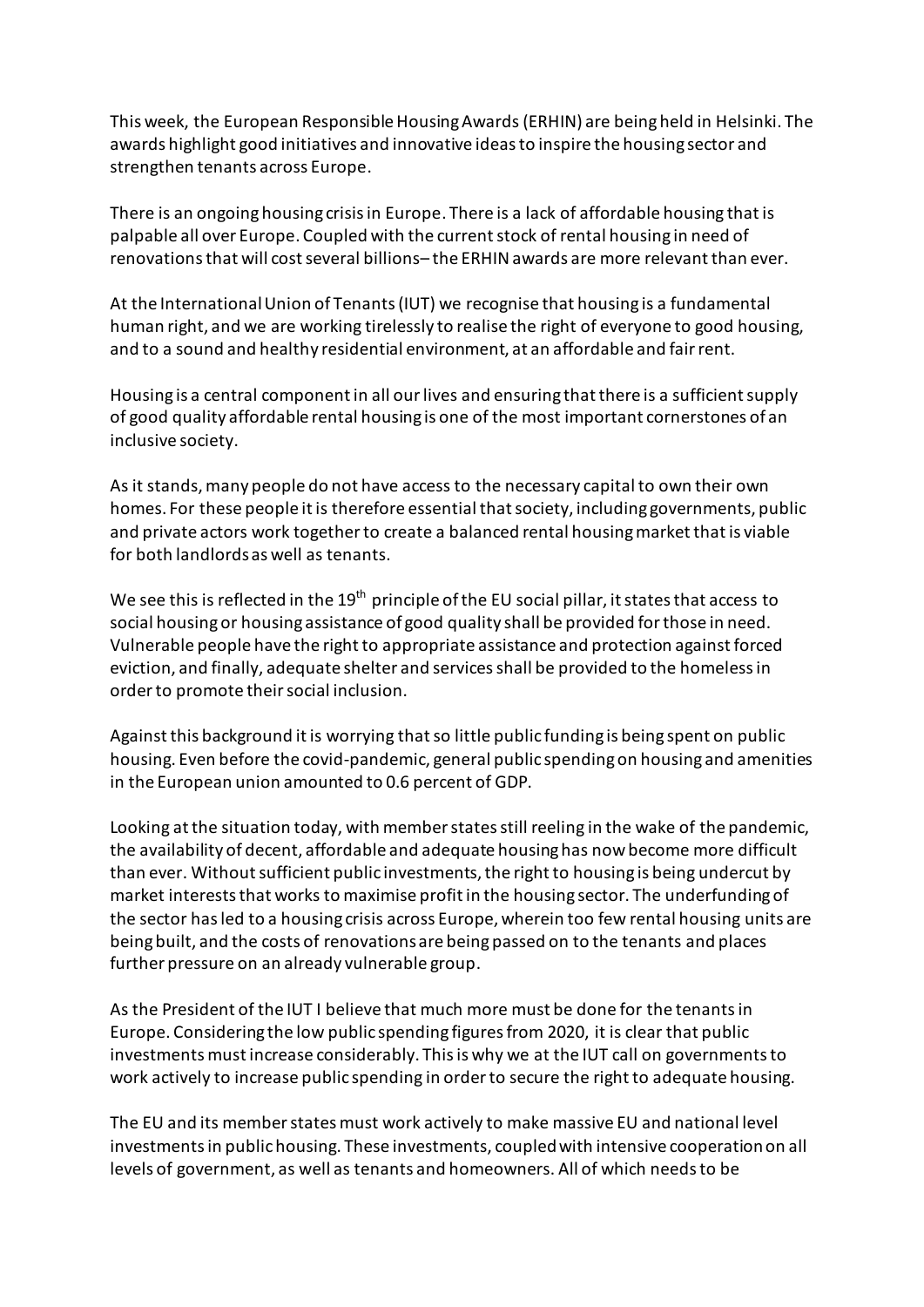This week, the European Responsible Housing Awards (ERHIN) are being held in Helsinki. The awards highlight good initiatives and innovative ideas to inspire the housing sector and strengthen tenants across Europe.

There is an ongoing housing crisis in Europe. There is a lack of affordable housing that is palpable all over Europe. Coupled with the current stock of rental housing in need of renovations that will cost several billions– the ERHIN awards are more relevant than ever.

At the International Union of Tenants (IUT) we recognise that housing is a fundamental human right, and we are working tirelessly to realise the right of everyone to good housing, and to a sound and healthy residential environment, at an affordable and fair rent.

Housing is a central component in all our lives and ensuring that there is a sufficient supply of good quality affordable rental housing is one of the most important cornerstones of an inclusive society.

As it stands, many people do not have access to the necessary capital to own their own homes. For these people it is therefore essential that society, including governments, public and private actors work together to create a balanced rental housing market that is viable for both landlords as well as tenants.

We see this is reflected in the 19th principle of the EU social pillar, it states that access to social housing or housing assistance of good quality shall be provided for those in need. Vulnerable people have the right to appropriate assistance and protection against forced eviction, and finally, adequate shelter and services shall be provided to the homeless in order to promote their social inclusion.

Against this background it is worrying that so little public funding is being spent on public housing. Even before the covid-pandemic, general public spending on housing and amenities in the European union amounted to 0.6 percent of GDP.

Looking at the situation today, with member states still reeling in the wake of the pandemic, the availability of decent, affordable and adequate housing has now become more difficult than ever. Without sufficient public investments, the right to housing is being undercut by market interests that works to maximise profit in the housing sector. The underfunding of the sector has led to a housing crisis across Europe, wherein too few rental housing units are being built, and the costs of renovations are being passed on to the tenants and places further pressure on an already vulnerable group.

As the President of the IUT I believe that much more must be done for the tenants in Europe. Considering the low public spending figures from 2020, it is clear that public investments must increase considerably. This is why we at the IUT call on governments to work actively to increase public spending in order to secure the right to adequate housing.

The EU and its member states must work actively to make massive EU and national level investments in public housing. These investments, coupled with intensive cooperation on all levels of government, as well as tenants and homeowners. All of which needs to be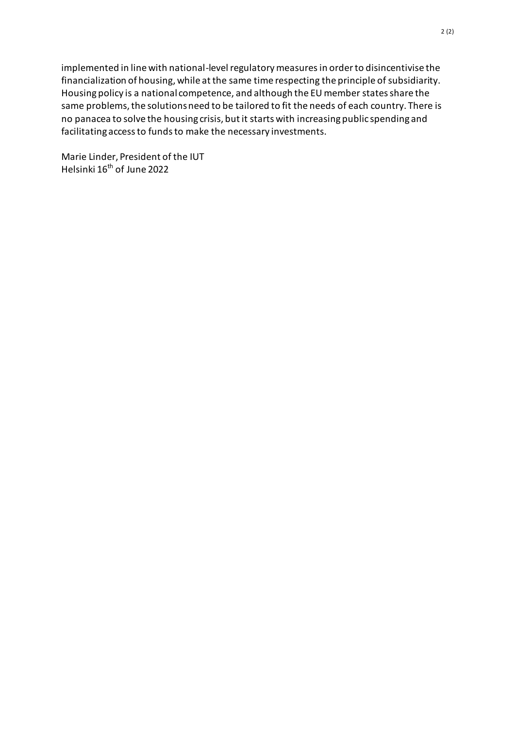implemented in line with national-level regulatory measures in order to disincentivise the financialization of housing, while at the same time respecting the principle of subsidiarity. Housing policy is a national competence, and although the EU member states share the same problems, the solutions need to be tailored to fit the needs of each country. There is no panacea to solve the housing crisis, but it starts with increasing public spending and facilitating access to funds to make the necessary investments.

Marie Linder, President of the IUT
Helsinki 16th of June 2022